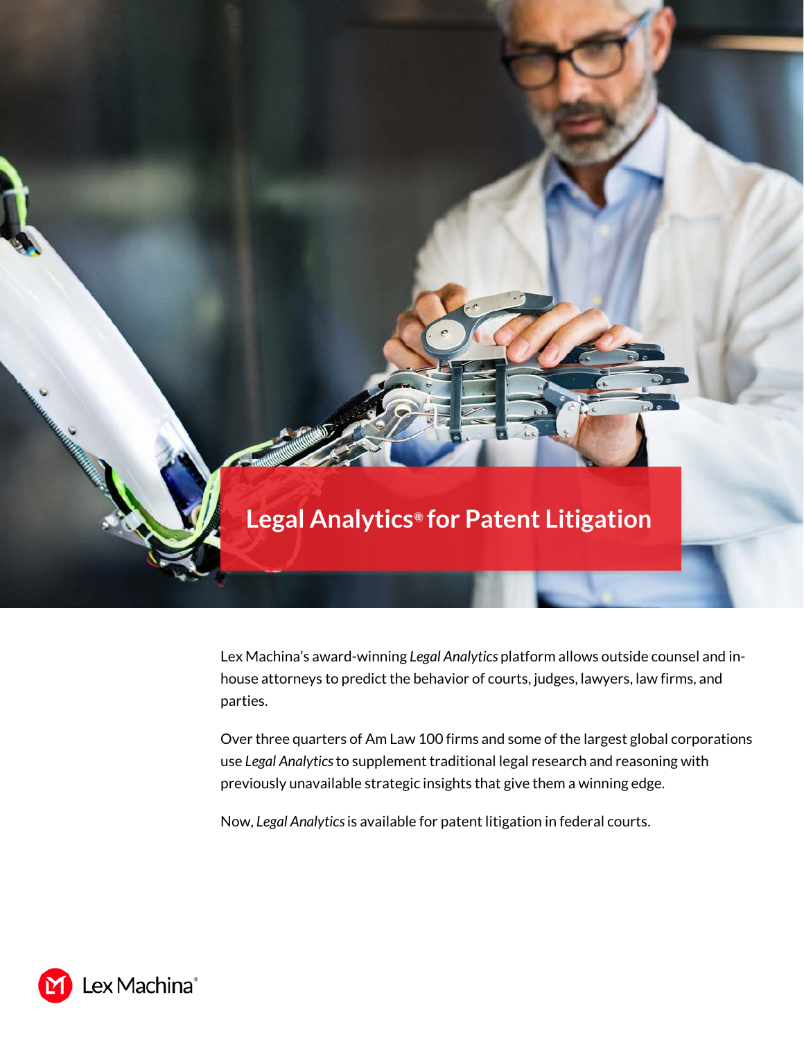# Legal Analytics® for Patent Litigation

Lex Machina's award-winning *Legal Analytics* platform allows outside counsel and in-house attorneys to predict the behavior of courts, judges, lawyers, law firms, and parties.

Over three quarters of Am Law 100 firms and some of the largest global corporations use *Legal Analytics* to supplement traditional legal research and reasoning with previously unavailable strategic insights that give them a winning edge.

Now, *Legal Analytics* is available for patent litigation in federal courts.

Lex Machina®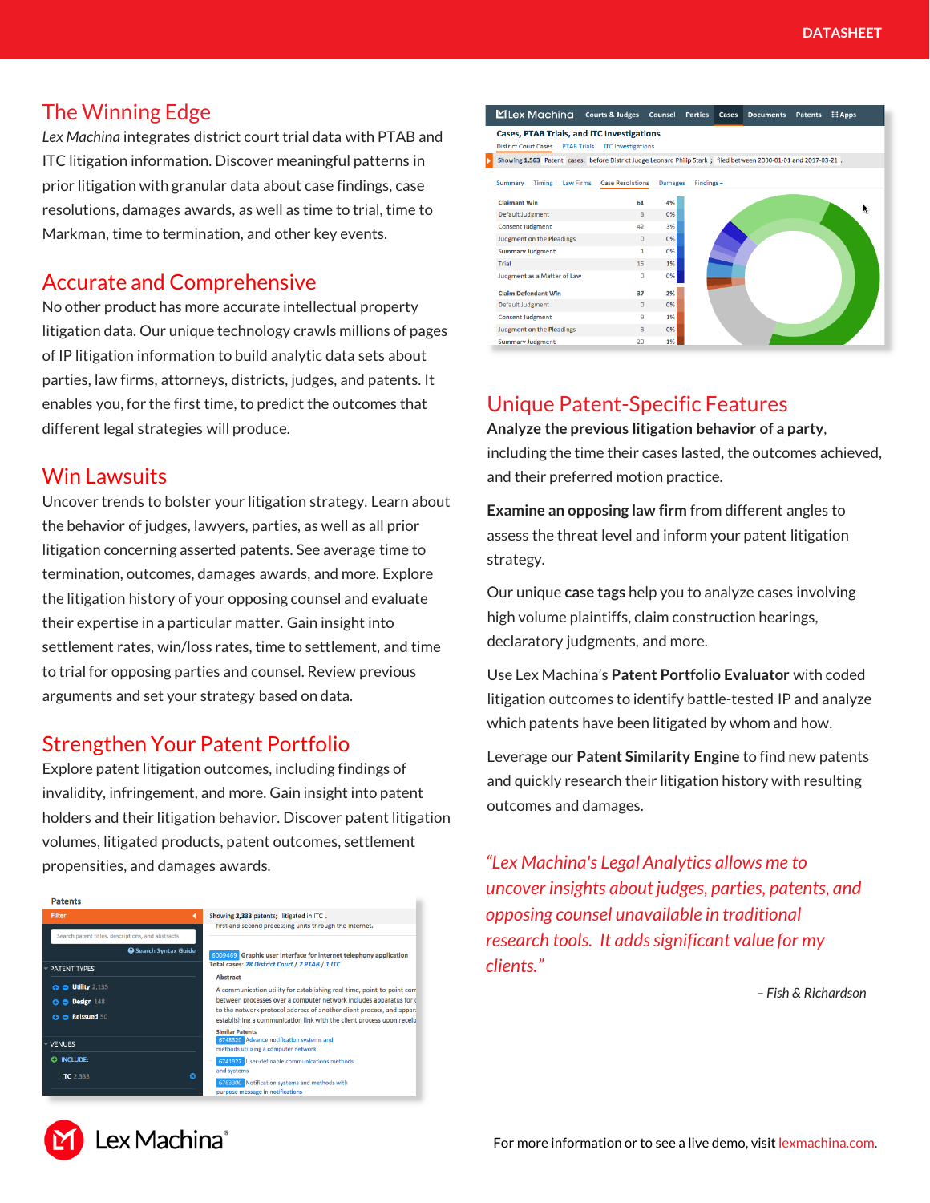## The Winning Edge

*Lex Machina* integrates district court trial data with PTAB and ITC litigation information. Discover meaningful patterns in prior litigation with granular data about case findings, case resolutions, damages awards, as well as time to trial, time to Markman, time to termination, and other key events.

## Accurate and Comprehensive

No other product has more accurate intellectual property litigation data. Our unique technology crawls millions of pages of IP litigation information to build analytic data sets about parties, law firms, attorneys, districts, judges, and patents. It enables you, for the first time, to predict the outcomes that different legal strategies will produce.

## Win Lawsuits

Uncover trends to bolster your litigation strategy. Learn about the behavior of judges, lawyers, parties, as well as all prior litigation concerning asserted patents. See average time to termination, outcomes, damages awards, and more. Explore the litigation history of your opposing counsel and evaluate their expertise in a particular matter. Gain insight into settlement rates, win/loss rates, time to settlement, and time to trial for opposing parties and counsel. Review previous arguments and set your strategy based on data.

## Strengthen Your Patent Portfolio

Explore patent litigation outcomes, including findings of invalidity, infringement, and more. Gain insight into patent holders and their litigation behavior. Discover patent litigation volumes, litigated products, patent outcomes, settlement propensities, and damages awards.

## Unique Patent-Specific Features

**Analyze the previous litigation behavior of a party**, including the time their cases lasted, the outcomes achieved, and their preferred motion practice.

**Examine an opposing law firm** from different angles to assess the threat level and inform your patent litigation strategy.

Our unique **case tags** help you to analyze cases involving high volume plaintiffs, claim construction hearings, declaratory judgments, and more.

Use Lex Machina's **Patent Portfolio Evaluator** with coded litigation outcomes to identify battle-tested IP and analyze which patents have been litigated by whom and how.

Leverage our **Patent Similarity Engine** to find new patents and quickly research their litigation history with resulting outcomes and damages.

*"Lex Machina's Legal Analytics allows me to uncover insights about judges, parties, patents, and opposing counsel unavailable in traditional research tools. It adds significant value for my clients."*

– *Fish & Richardson*

Lex Machina®

For more information or to see a live demo, visit lexmachina.com.